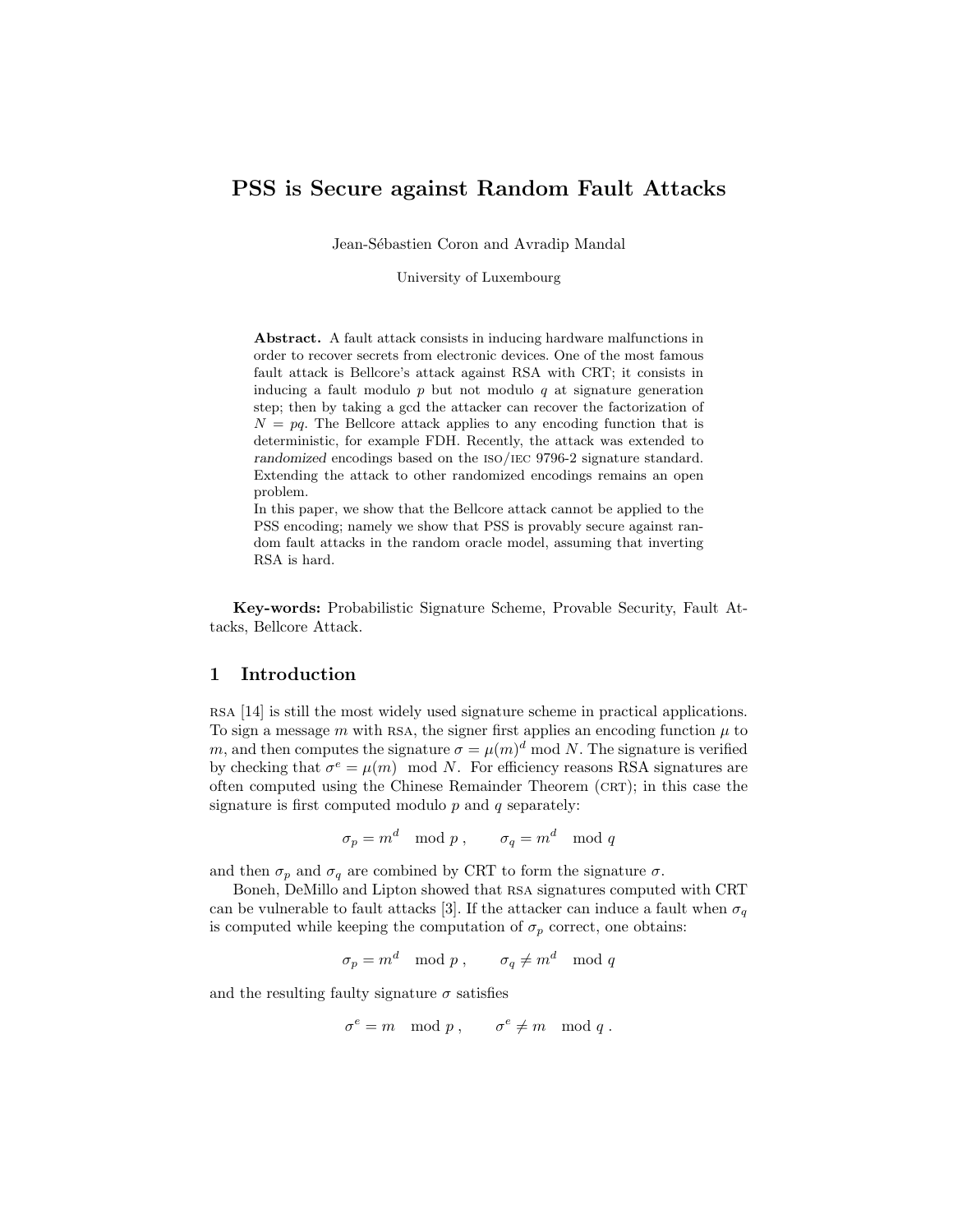# PSS is Secure against Random Fault Attacks

Jean-Sébastien Coron and Avradip Mandal

University of Luxembourg

**Abstract.** A fault attack consists in inducing hardware malfunctions in order to recover secrets from electronic devices. One of the most famous fault attack is Bellcore's attack against RSA with CRT; it consists in inducing a fault modulo $p$ but not modulo $q$ at signature generation step; then by taking a gcd the attacker can recover the factorization of $N = pq$. The Bellcore attack applies to any encoding function that is deterministic, for example FDH. Recently, the attack was extended to *randomized* encodings based on the ISO/IEC 9796-2 signature standard. Extending the attack to other randomized encodings remains an open problem.

In this paper, we show that the Bellcore attack cannot be applied to the PSS encoding; namely we show that PSS is provably secure against random fault attacks in the random oracle model, assuming that inverting RSA is hard.

**Key-words:** Probabilistic Signature Scheme, Provable Security, Fault Attacks, Bellcore Attack.

## 1 Introduction

RSA [14] is still the most widely used signature scheme in practical applications. To sign a message $m$ with RSA, the signer first applies an encoding function $\mu$ to $m$, and then computes the signature $\sigma = \mu(m)^d \bmod N$. The signature is verified by checking that $\sigma^e = \mu(m) \mod N$. For efficiency reasons RSA signatures are often computed using the Chinese Remainder Theorem (CRT); in this case the signature is first computed modulo $p$ and $q$ separately:

$$\sigma_p = m^d \mod p \ , \qquad \sigma_q = m^d \mod q$$

and then $\sigma_p$ and $\sigma_q$ are combined by CRT to form the signature $\sigma$.

Boneh, DeMillo and Lipton showed that RSA signatures computed with CRT can be vulnerable to fault attacks [3]. If the attacker can induce a fault when $\sigma_q$ is computed while keeping the computation of $\sigma_p$ correct, one obtains:

$$\sigma_p = m^d \mod p \ , \qquad \sigma_q \neq m^d \mod q$$

and the resulting faulty signature $\sigma$ satisfies

$$\sigma^e = m \mod p \ , \qquad \sigma^e \neq m \mod q \ .$$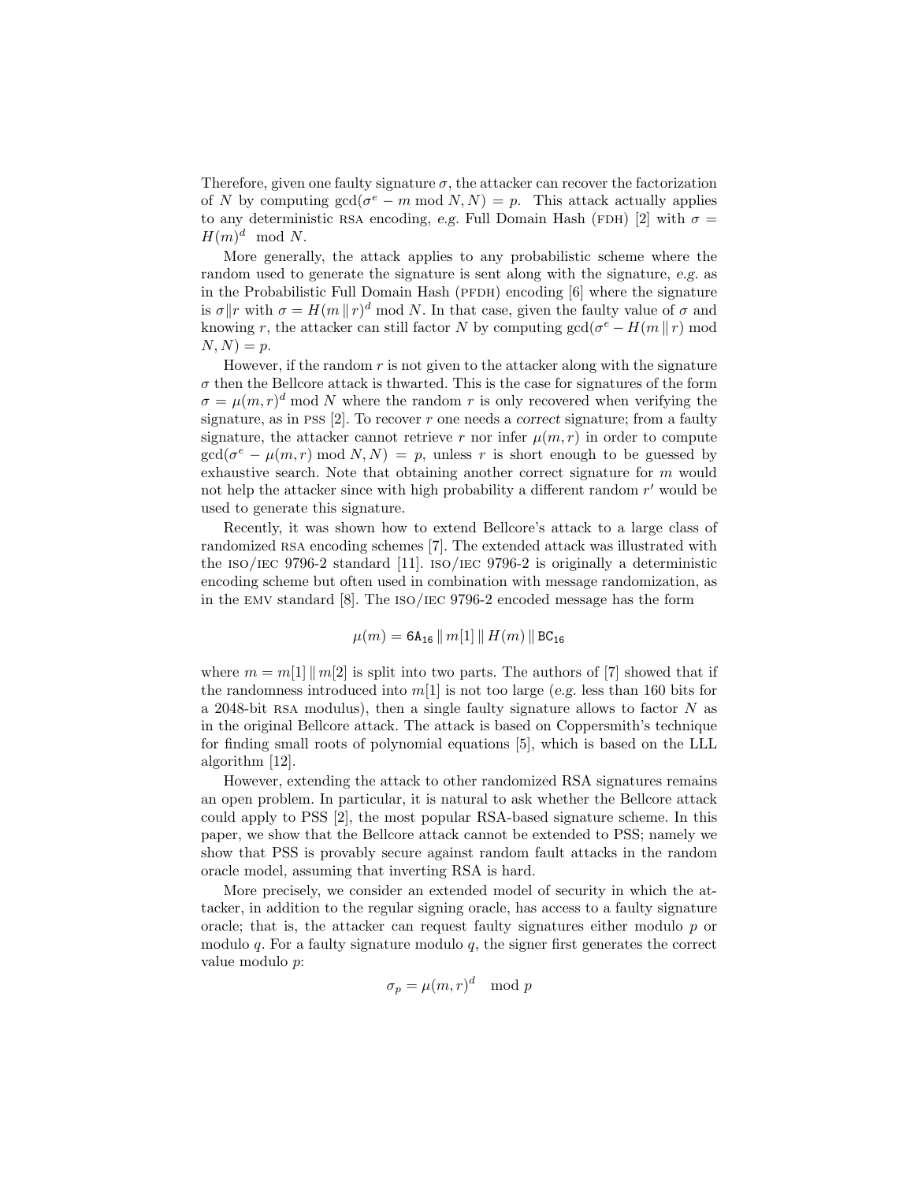Therefore, given one faulty signature $\sigma$, the attacker can recover the factorization of $N$ by computing $\gcd(\sigma^e - m \bmod N, N) = p$. This attack actually applies to any deterministic RSA encoding, *e.g.* Full Domain Hash (FDH) [2] with $\sigma = H(m)^d \mod N$.

More generally, the attack applies to any probabilistic scheme where the random used to generate the signature is sent along with the signature, *e.g.* as in the Probabilistic Full Domain Hash (PFDH) encoding [6] where the signature is $\sigma \| r$ with $\sigma = H(m \,\|\, r)^d \bmod N$. In that case, given the faulty value of $\sigma$ and knowing $r$, the attacker can still factor $N$ by computing $\gcd(\sigma^e - H(m \,\|\, r) \bmod N, N) = p$.

However, if the random $r$ is not given to the attacker along with the signature $\sigma$ then the Bellcore attack is thwarted. This is the case for signatures of the form $\sigma = \mu(m,r)^d \bmod N$ where the random $r$ is only recovered when verifying the signature, as in PSS [2]. To recover $r$ one needs a *correct* signature; from a faulty signature, the attacker cannot retrieve $r$ nor infer $\mu(m,r)$ in order to compute $\gcd(\sigma^e - \mu(m,r) \bmod N, N) = p$, unless $r$ is short enough to be guessed by exhaustive search. Note that obtaining another correct signature for $m$ would not help the attacker since with high probability a different random $r'$ would be used to generate this signature.

Recently, it was shown how to extend Bellcore's attack to a large class of randomized RSA encoding schemes [7]. The extended attack was illustrated with the ISO/IEC 9796-2 standard [11]. ISO/IEC 9796-2 is originally a deterministic encoding scheme but often used in combination with message randomization, as in the EMV standard [8]. The ISO/IEC 9796-2 encoded message has the form

$$\mu(m) = \texttt{6A}_{16} \,\|\, m[1] \,\|\, H(m) \,\|\, \texttt{BC}_{16}$$

where $m = m[1] \,\|\, m[2]$ is split into two parts. The authors of [7] showed that if the randomness introduced into $m[1]$ is not too large (*e.g.* less than 160 bits for a 2048-bit RSA modulus), then a single faulty signature allows to factor $N$ as in the original Bellcore attack. The attack is based on Coppersmith's technique for finding small roots of polynomial equations [5], which is based on the LLL algorithm [12].

However, extending the attack to other randomized RSA signatures remains an open problem. In particular, it is natural to ask whether the Bellcore attack could apply to PSS [2], the most popular RSA-based signature scheme. In this paper, we show that the Bellcore attack cannot be extended to PSS; namely we show that PSS is provably secure against random fault attacks in the random oracle model, assuming that inverting RSA is hard.

More precisely, we consider an extended model of security in which the attacker, in addition to the regular signing oracle, has access to a faulty signature oracle; that is, the attacker can request faulty signatures either modulo $p$ or modulo $q$. For a faulty signature modulo $q$, the signer first generates the correct value modulo $p$:

$$\sigma_p = \mu(m,r)^d \mod p$$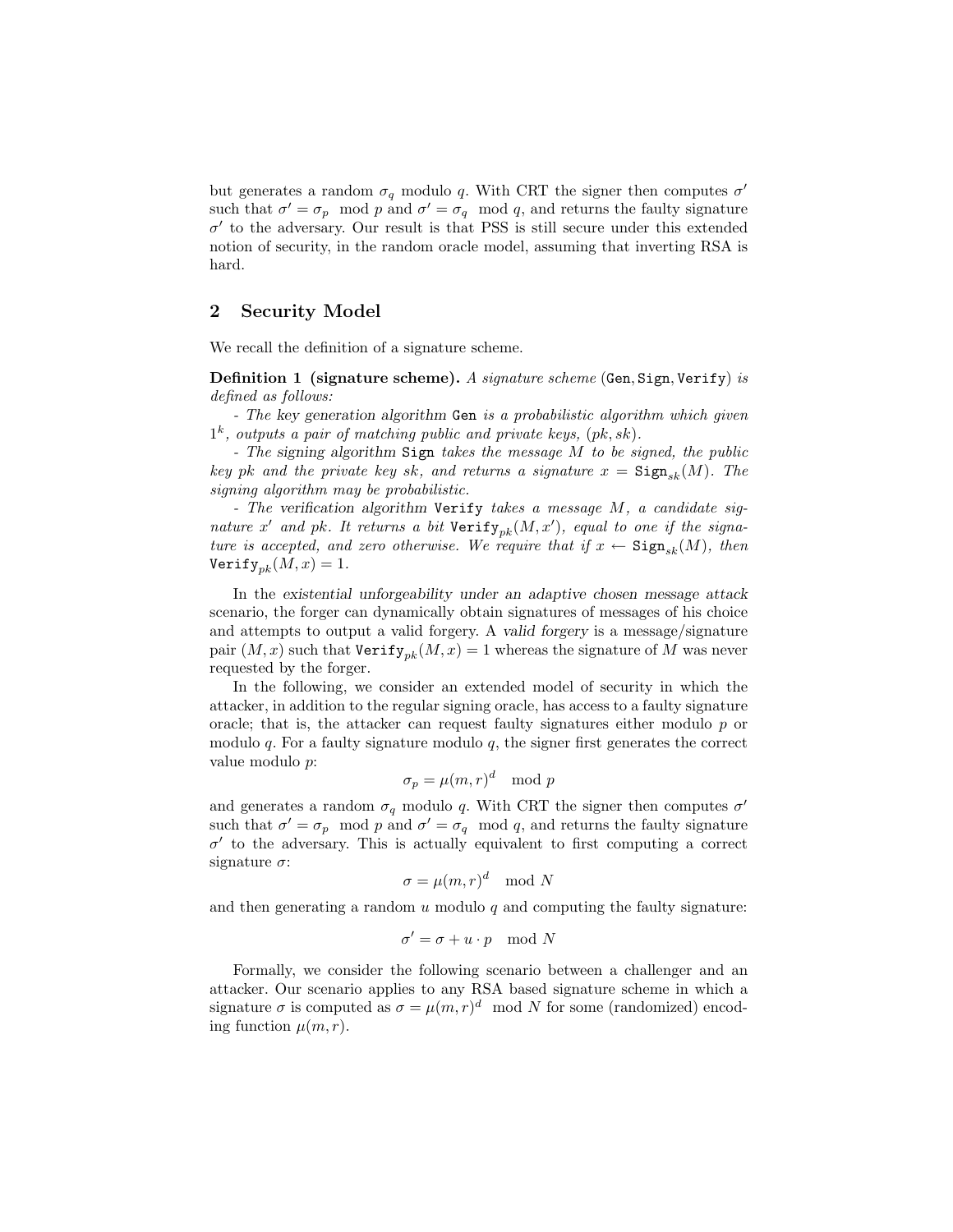but generates a random $\sigma_q$ modulo $q$. With CRT the signer then computes $\sigma'$ such that $\sigma' = \sigma_p \mod p$ and $\sigma' = \sigma_q \mod q$, and returns the faulty signature $\sigma'$ to the adversary. Our result is that PSS is still secure under this extended notion of security, in the random oracle model, assuming that inverting RSA is hard.

## 2 Security Model

We recall the definition of a signature scheme.

**Definition 1 (signature scheme).** *A signature scheme* (Gen, Sign, Verify) *is defined as follows:*

*- The key generation algorithm* Gen *is a probabilistic algorithm which given* $1^k$*, outputs a pair of matching public and private keys,* $(pk, sk)$*.*

*- The signing algorithm* Sign *takes the message* $M$ *to be signed, the public key* $pk$ *and the private key* $sk$*, and returns a signature* $x = \mathtt{Sign}_{sk}(M)$*. The signing algorithm may be probabilistic.*

*- The verification algorithm* Verify *takes a message* $M$*, a candidate signature* $x'$ *and* $pk$*. It returns a bit* $\mathtt{Verify}_{pk}(M, x')$*, equal to one if the signature is accepted, and zero otherwise. We require that if* $x \leftarrow \mathtt{Sign}_{sk}(M)$*, then* $\mathtt{Verify}_{pk}(M, x) = 1$*.*

In the *existential unforgeability under an adaptive chosen message attack* scenario, the forger can dynamically obtain signatures of messages of his choice and attempts to output a valid forgery. A *valid forgery* is a message/signature pair $(M, x)$ such that $\mathtt{Verify}_{pk}(M, x) = 1$ whereas the signature of $M$ was never requested by the forger.

In the following, we consider an extended model of security in which the attacker, in addition to the regular signing oracle, has access to a faulty signature oracle; that is, the attacker can request faulty signatures either modulo $p$ or modulo $q$. For a faulty signature modulo $q$, the signer first generates the correct value modulo $p$:

$$\sigma_p = \mu(m, r)^d \mod p$$

and generates a random $\sigma_q$ modulo $q$. With CRT the signer then computes $\sigma'$ such that $\sigma' = \sigma_p \mod p$ and $\sigma' = \sigma_q \mod q$, and returns the faulty signature $\sigma'$ to the adversary. This is actually equivalent to first computing a correct signature $\sigma$:

$$\sigma = \mu(m, r)^d \mod N$$

and then generating a random $u$ modulo $q$ and computing the faulty signature:

$$\sigma' = \sigma + u \cdot p \mod N$$

Formally, we consider the following scenario between a challenger and an attacker. Our scenario applies to any RSA based signature scheme in which a signature $\sigma$ is computed as $\sigma = \mu(m, r)^d \mod N$ for some (randomized) encoding function $\mu(m, r)$.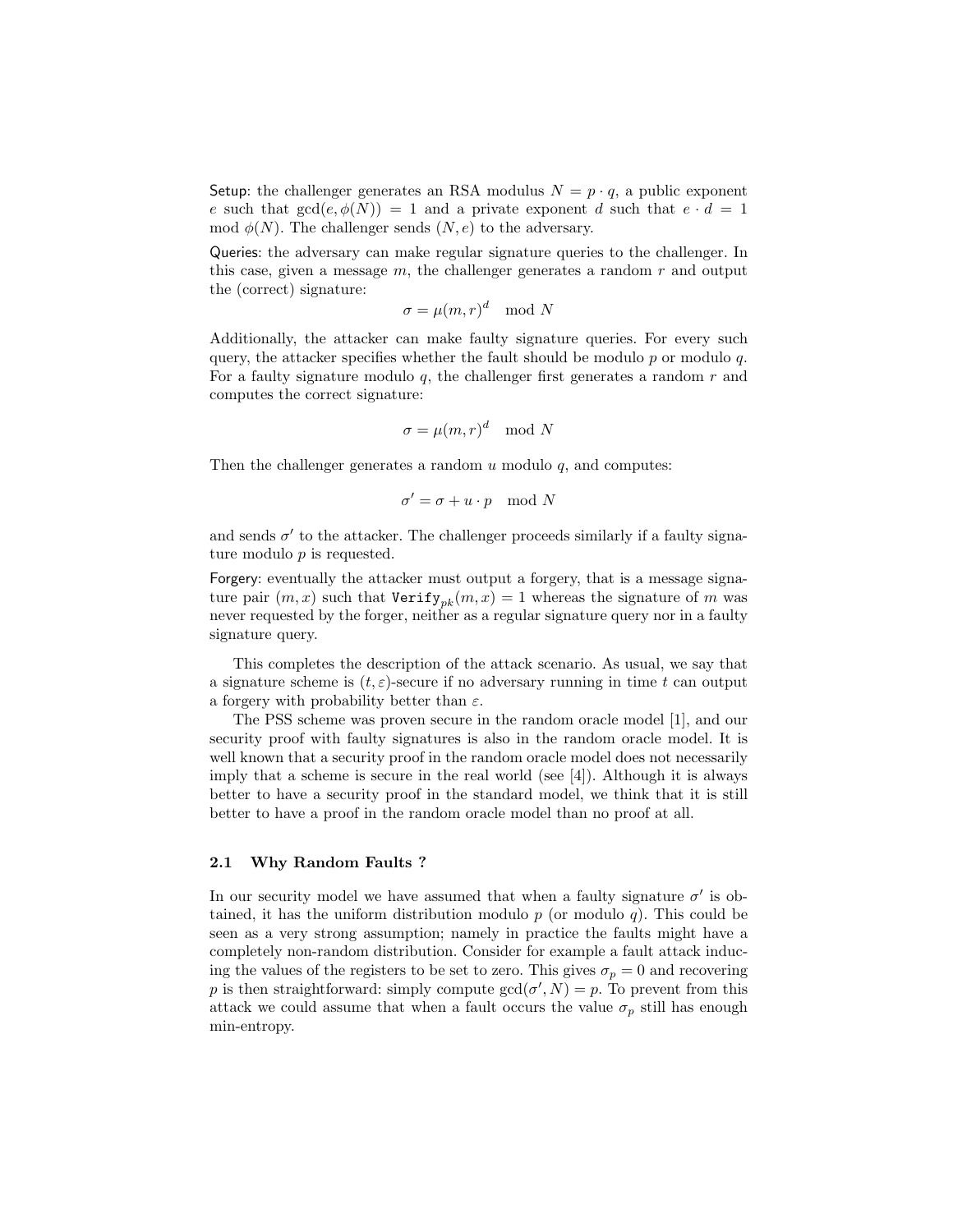**Setup**: the challenger generates an RSA modulus $N = p \cdot q$, a public exponent $e$ such that $\gcd(e, \phi(N)) = 1$ and a private exponent $d$ such that $e \cdot d = 1 \mod \phi(N)$. The challenger sends $(N, e)$ to the adversary.

**Queries**: the adversary can make regular signature queries to the challenger. In this case, given a message $m$, the challenger generates a random $r$ and output the (correct) signature:

$$\sigma = \mu(m, r)^d \mod N$$

Additionally, the attacker can make faulty signature queries. For every such query, the attacker specifies whether the fault should be modulo $p$ or modulo $q$. For a faulty signature modulo $q$, the challenger first generates a random $r$ and computes the correct signature:

$$\sigma = \mu(m, r)^d \mod N$$

Then the challenger generates a random $u$ modulo $q$, and computes:

$$\sigma' = \sigma + u \cdot p \mod N$$

and sends $\sigma'$ to the attacker. The challenger proceeds similarly if a faulty signature modulo $p$ is requested.

**Forgery**: eventually the attacker must output a forgery, that is a message signature pair $(m, x)$ such that $\texttt{Verify}_{pk}(m, x) = 1$ whereas the signature of $m$ was never requested by the forger, neither as a regular signature query nor in a faulty signature query.

This completes the description of the attack scenario. As usual, we say that a signature scheme is $(t, \varepsilon)$-secure if no adversary running in time $t$ can output a forgery with probability better than $\varepsilon$.

The PSS scheme was proven secure in the random oracle model [1], and our security proof with faulty signatures is also in the random oracle model. It is well known that a security proof in the random oracle model does not necessarily imply that a scheme is secure in the real world (see [4]). Although it is always better to have a security proof in the standard model, we think that it is still better to have a proof in the random oracle model than no proof at all.

### 2.1 Why Random Faults ?

In our security model we have assumed that when a faulty signature $\sigma'$ is obtained, it has the uniform distribution modulo $p$ (or modulo $q$). This could be seen as a very strong assumption; namely in practice the faults might have a completely non-random distribution. Consider for example a fault attack inducing the values of the registers to be set to zero. This gives $\sigma_p = 0$ and recovering $p$ is then straightforward: simply compute $\gcd(\sigma', N) = p$. To prevent from this attack we could assume that when a fault occurs the value $\sigma_p$ still has enough min-entropy.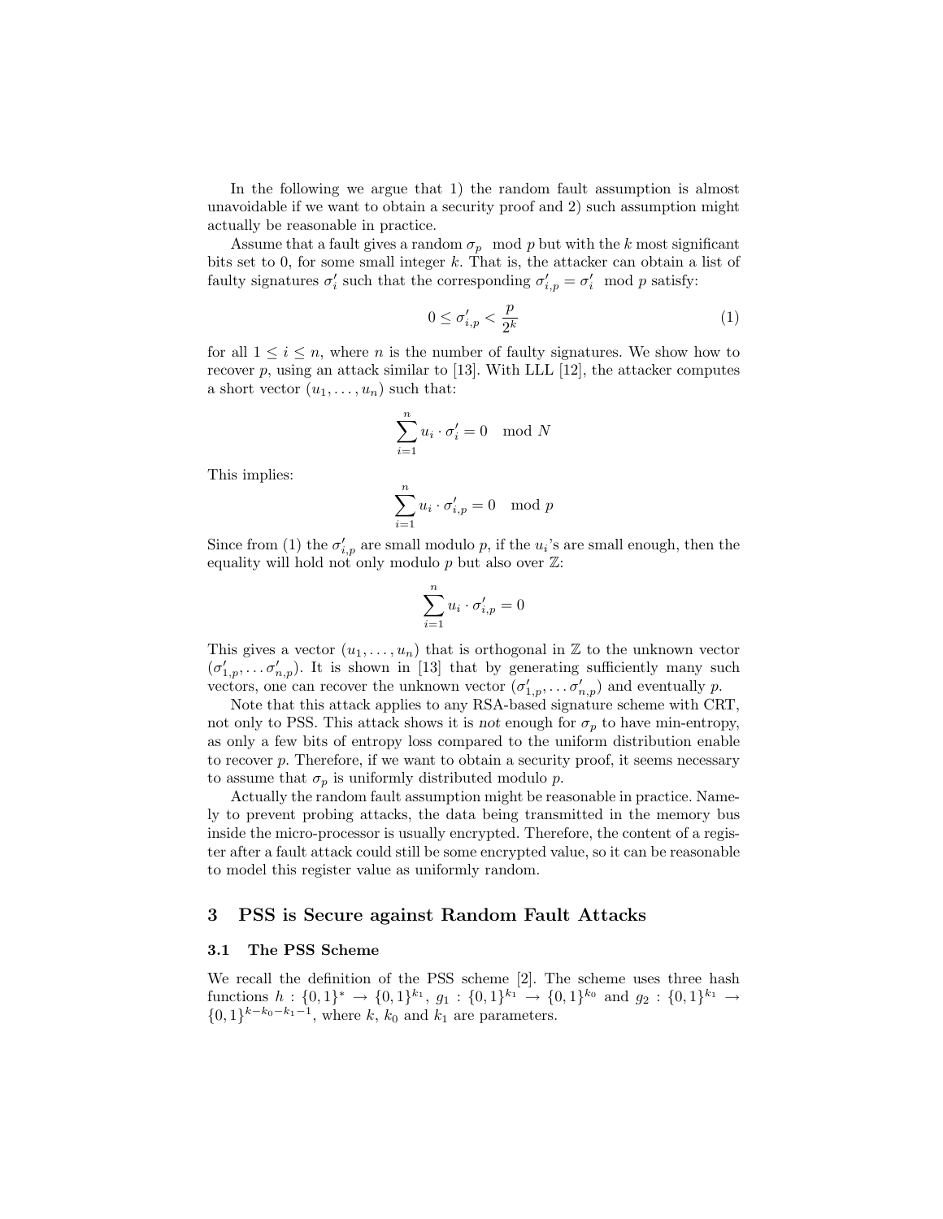In the following we argue that 1) the random fault assumption is almost unavoidable if we want to obtain a security proof and 2) such assumption might actually be reasonable in practice.

Assume that a fault gives a random $\sigma_p \mod p$ but with the $k$ most significant bits set to 0, for some small integer $k$. That is, the attacker can obtain a list of faulty signatures $\sigma'_i$ such that the corresponding $\sigma'_{i,p} = \sigma'_i \mod p$ satisfy:

$$0 \leq \sigma'_{i,p} < \frac{p}{2^k} \tag{1}$$

for all $1 \leq i \leq n$, where $n$ is the number of faulty signatures. We show how to recover $p$, using an attack similar to [13]. With LLL [12], the attacker computes a short vector $(u_1, \ldots, u_n)$ such that:

$$\sum_{i=1}^{n} u_i \cdot \sigma'_i = 0 \mod N$$

This implies:

$$\sum_{i=1}^{n} u_i \cdot \sigma'_{i,p} = 0 \mod p$$

Since from (1) the $\sigma'_{i,p}$ are small modulo $p$, if the $u_i$'s are small enough, then the equality will hold not only modulo $p$ but also over $\mathbb{Z}$:

$$\sum_{i=1}^{n} u_i \cdot \sigma'_{i,p} = 0$$

This gives a vector $(u_1, \ldots, u_n)$ that is orthogonal in $\mathbb{Z}$ to the unknown vector $(\sigma'_{1,p}, \ldots \sigma'_{n,p})$. It is shown in [13] that by generating sufficiently many such vectors, one can recover the unknown vector $(\sigma'_{1,p}, \ldots \sigma'_{n,p})$ and eventually $p$.

Note that this attack applies to any RSA-based signature scheme with CRT, not only to PSS. This attack shows it is *not* enough for $\sigma_p$ to have min-entropy, as only a few bits of entropy loss compared to the uniform distribution enable to recover $p$. Therefore, if we want to obtain a security proof, it seems necessary to assume that $\sigma_p$ is uniformly distributed modulo $p$.

Actually the random fault assumption might be reasonable in practice. Namely to prevent probing attacks, the data being transmitted in the memory bus inside the micro-processor is usually encrypted. Therefore, the content of a register after a fault attack could still be some encrypted value, so it can be reasonable to model this register value as uniformly random.

## 3 PSS is Secure against Random Fault Attacks

### 3.1 The PSS Scheme

We recall the definition of the PSS scheme [2]. The scheme uses three hash functions $h : \{0,1\}^* \to \{0,1\}^{k_1}$, $g_1 : \{0,1\}^{k_1} \to \{0,1\}^{k_0}$ and $g_2 : \{0,1\}^{k_1} \to \{0,1\}^{k-k_0-k_1-1}$, where $k$, $k_0$ and $k_1$ are parameters.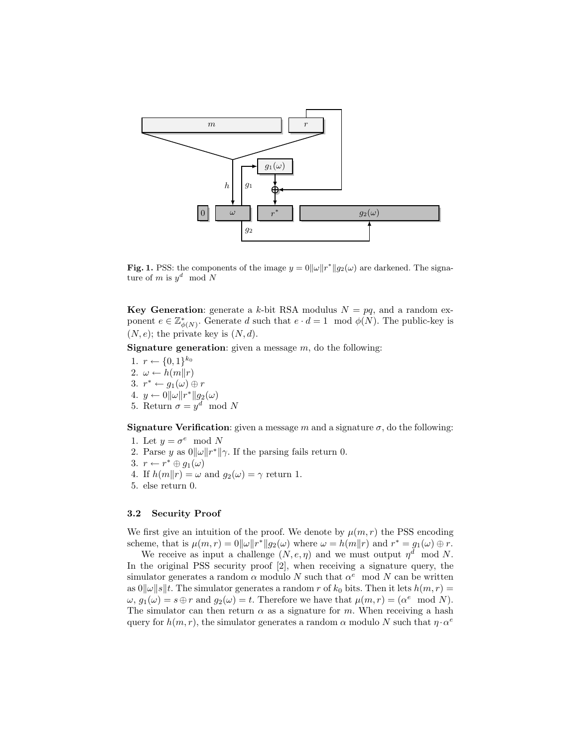**Fig. 1.** PSS: the components of the image $y = 0\|\omega\|r^*\|g_2(\omega)$ are darkened. The signature of $m$ is $y^d \mod N$

**Key Generation**: generate a $k$-bit RSA modulus $N = pq$, and a random exponent $e \in \mathbb{Z}^*_{\phi(N)}$. Generate $d$ such that $e \cdot d = 1 \mod \phi(N)$. The public-key is $(N, e)$; the private key is $(N, d)$.

**Signature generation**: given a message $m$, do the following:

1. $r \leftarrow \{0, 1\}^{k_0}$
2. $\omega \leftarrow h(m\|r)$
3. $r^* \leftarrow g_1(\omega) \oplus r$
4. $y \leftarrow 0\|\omega\|r^*\|g_2(\omega)$
5. Return $\sigma = y^d \mod N$

**Signature Verification**: given a message $m$ and a signature $\sigma$, do the following:

1. Let $y = \sigma^e \mod N$
2. Parse $y$ as $0\|\omega\|r^*\|\gamma$. If the parsing fails return 0.
3. $r \leftarrow r^* \oplus g_1(\omega)$
4. If $h(m\|r) = \omega$ and $g_2(\omega) = \gamma$ return 1.
5. else return 0.

### 3.2 Security Proof

We first give an intuition of the proof. We denote by $\mu(m, r)$ the PSS encoding scheme, that is $\mu(m, r) = 0\|\omega\|r^*\|g_2(\omega)$ where $\omega = h(m\|r)$ and $r^* = g_1(\omega) \oplus r$.

We receive as input a challenge $(N, e, \eta)$ and we must output $\eta^d \mod N$. In the original PSS security proof [2], when receiving a signature query, the simulator generates a random $\alpha$ modulo $N$ such that $\alpha^e \mod N$ can be written as $0\|\omega\|s\|t$. The simulator generates a random $r$ of $k_0$ bits. Then it lets $h(m, r) = \omega$, $g_1(\omega) = s \oplus r$ and $g_2(\omega) = t$. Therefore we have that $\mu(m, r) = (\alpha^e \mod N)$. The simulator can then return $\alpha$ as a signature for $m$. When receiving a hash query for $h(m, r)$, the simulator generates a random $\alpha$ modulo $N$ such that $\eta \cdot \alpha^e$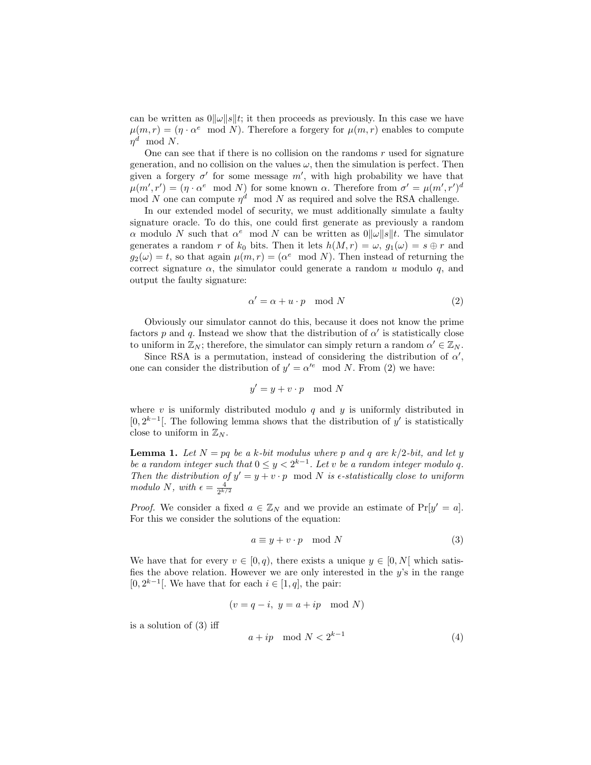can be written as $0\|\omega\|s\|t$; it then proceeds as previously. In this case we have $\mu(m,r) = (\eta \cdot \alpha^e \mod N)$. Therefore a forgery for $\mu(m,r)$ enables to compute $\eta^d \mod N$.

One can see that if there is no collision on the randoms $r$ used for signature generation, and no collision on the values $\omega$, then the simulation is perfect. Then given a forgery $\sigma'$ for some message $m'$, with high probability we have that $\mu(m',r') = (\eta \cdot \alpha^e \mod N)$ for some known $\alpha$. Therefore from $\sigma' = \mu(m',r')^d \mod N$ one can compute $\eta^d \mod N$ as required and solve the RSA challenge.

In our extended model of security, we must additionally simulate a faulty signature oracle. To do this, one could first generate as previously a random $\alpha$ modulo $N$ such that $\alpha^e \mod N$ can be written as $0\|\omega\|s\|t$. The simulator generates a random $r$ of $k_0$ bits. Then it lets $h(M,r) = \omega$, $g_1(\omega) = s \oplus r$ and $g_2(\omega) = t$, so that again $\mu(m,r) = (\alpha^e \mod N)$. Then instead of returning the correct signature $\alpha$, the simulator could generate a random $u$ modulo $q$, and output the faulty signature:

$$\alpha' = \alpha + u \cdot p \mod N \tag{2}$$

Obviously our simulator cannot do this, because it does not know the prime factors $p$ and $q$. Instead we show that the distribution of $\alpha'$ is statistically close to uniform in $\mathbb{Z}_N$; therefore, the simulator can simply return a random $\alpha' \in \mathbb{Z}_N$.

Since RSA is a permutation, instead of considering the distribution of $\alpha'$, one can consider the distribution of $y' = \alpha'^e \mod N$. From (2) we have:

$$y' = y + v \cdot p \mod N$$

where $v$ is uniformly distributed modulo $q$ and $y$ is uniformly distributed in $[0, 2^{k-1}[$. The following lemma shows that the distribution of $y'$ is statistically close to uniform in $\mathbb{Z}_N$.

**Lemma 1.** *Let $N = pq$ be a $k$-bit modulus where $p$ and $q$ are $k/2$-bit, and let $y$ be a random integer such that $0 \le y < 2^{k-1}$. Let $v$ be a random integer modulo $q$. Then the distribution of $y' = y + v \cdot p \mod N$ is $\epsilon$-statistically close to uniform modulo $N$, with $\epsilon = \frac{4}{2^{k/2}}$*

*Proof.* We consider a fixed $a \in \mathbb{Z}_N$ and we provide an estimate of $\Pr[y' = a]$. For this we consider the solutions of the equation:

$$a \equiv y + v \cdot p \mod N \tag{3}$$

We have that for every $v \in [0, q)$, there exists a unique $y \in [0, N[$ which satisfies the above relation. However we are only interested in the $y$'s in the range $[0, 2^{k-1}[$. We have that for each $i \in [1, q]$, the pair:

$$(v = q - i,\ y = a + ip \mod N)$$

is a solution of (3) iff

$$a + ip \mod N < 2^{k-1} \tag{4}$$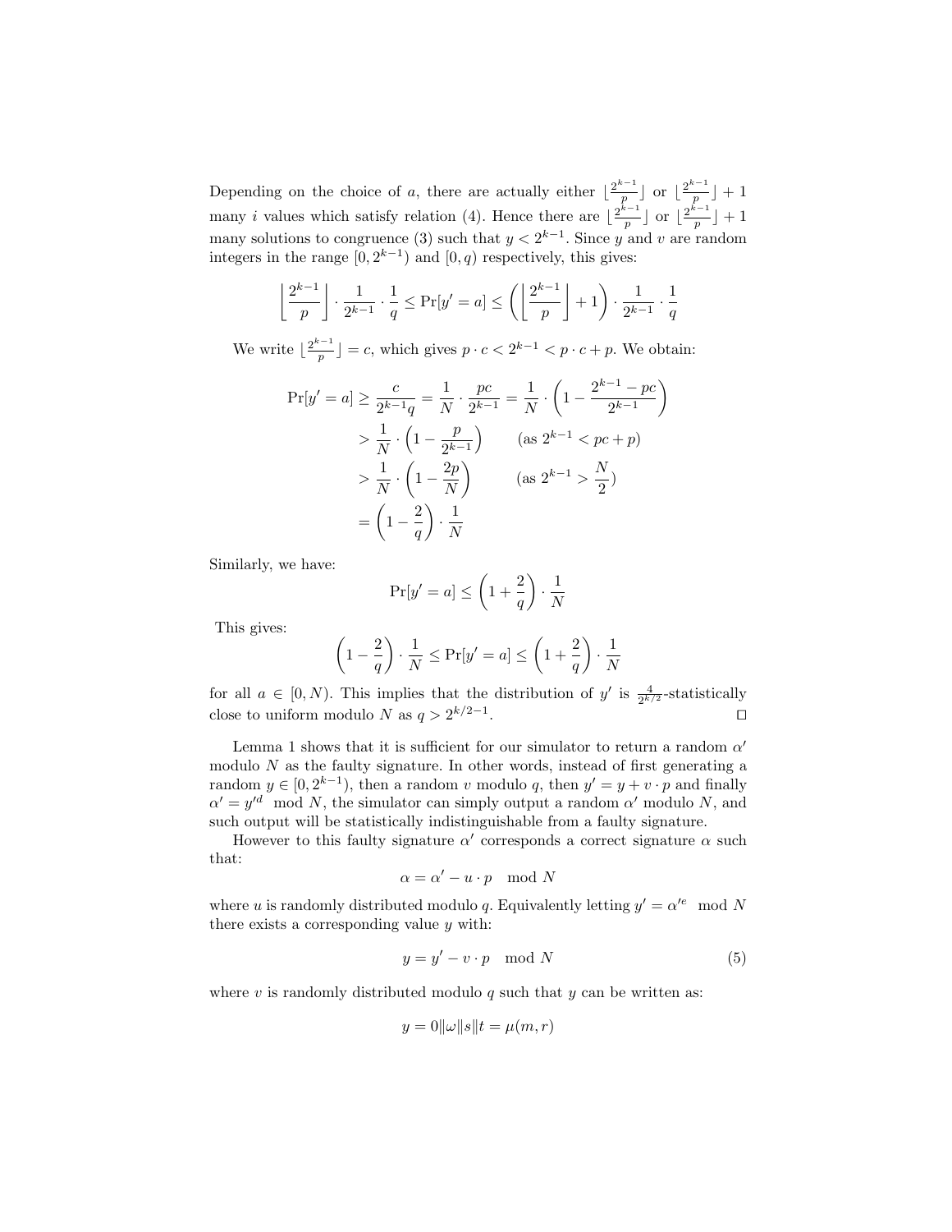Depending on the choice of $a$, there are actually either $\lfloor \frac{2^{k-1}}{p} \rfloor$ or $\lfloor \frac{2^{k-1}}{p} \rfloor + 1$ many $i$ values which satisfy relation (4). Hence there are $\lfloor \frac{2^{k-1}}{p} \rfloor$ or $\lfloor \frac{2^{k-1}}{p} \rfloor + 1$ many solutions to congruence (3) such that $y < 2^{k-1}$. Since $y$ and $v$ are random integers in the range $[0, 2^{k-1})$ and $[0, q)$ respectively, this gives:

$$\left\lfloor \frac{2^{k-1}}{p} \right\rfloor \cdot \frac{1}{2^{k-1}} \cdot \frac{1}{q} \leq \Pr[y' = a] \leq \left( \left\lfloor \frac{2^{k-1}}{p} \right\rfloor + 1 \right) \cdot \frac{1}{2^{k-1}} \cdot \frac{1}{q}$$

We write $\lfloor \frac{2^{k-1}}{p} \rfloor = c$, which gives $p \cdot c < 2^{k-1} < p \cdot c + p$. We obtain:

$$\begin{aligned}
\Pr[y' = a] &\geq \frac{c}{2^{k-1}q} = \frac{1}{N} \cdot \frac{pc}{2^{k-1}} = \frac{1}{N} \cdot \left(1 - \frac{2^{k-1} - pc}{2^{k-1}}\right) \\
&> \frac{1}{N} \cdot \left(1 - \frac{p}{2^{k-1}}\right) \qquad (\text{as } 2^{k-1} < pc + p) \\
&> \frac{1}{N} \cdot \left(1 - \frac{2p}{N}\right) \qquad (\text{as } 2^{k-1} > \frac{N}{2}) \\
&= \left(1 - \frac{2}{q}\right) \cdot \frac{1}{N}
\end{aligned}$$

Similarly, we have:

$$\Pr[y' = a] \leq \left(1 + \frac{2}{q}\right) \cdot \frac{1}{N}$$

This gives:

$$\left(1 - \frac{2}{q}\right) \cdot \frac{1}{N} \leq \Pr[y' = a] \leq \left(1 + \frac{2}{q}\right) \cdot \frac{1}{N}$$

for all $a \in [0, N)$. This implies that the distribution of $y'$ is $\frac{4}{2^{k/2}}$-statistically close to uniform modulo $N$ as $q > 2^{k/2-1}$. ☐

Lemma 1 shows that it is sufficient for our simulator to return a random $\alpha'$ modulo $N$ as the faulty signature. In other words, instead of first generating a random $y \in [0, 2^{k-1})$, then a random $v$ modulo $q$, then $y' = y + v \cdot p$ and finally $\alpha' = y'^d \mod N$, the simulator can simply output a random $\alpha'$ modulo $N$, and such output will be statistically indistinguishable from a faulty signature.

However to this faulty signature $\alpha'$ corresponds a correct signature $\alpha$ such that:

$$\alpha = \alpha' - u \cdot p \mod N$$

where $u$ is randomly distributed modulo $q$. Equivalently letting $y' = \alpha'^e \mod N$ there exists a corresponding value $y$ with:

$$y = y' - v \cdot p \mod N \tag{5}$$

where $v$ is randomly distributed modulo $q$ such that $y$ can be written as:

$$y = 0 \| \omega \| s \| t = \mu(m, r)$$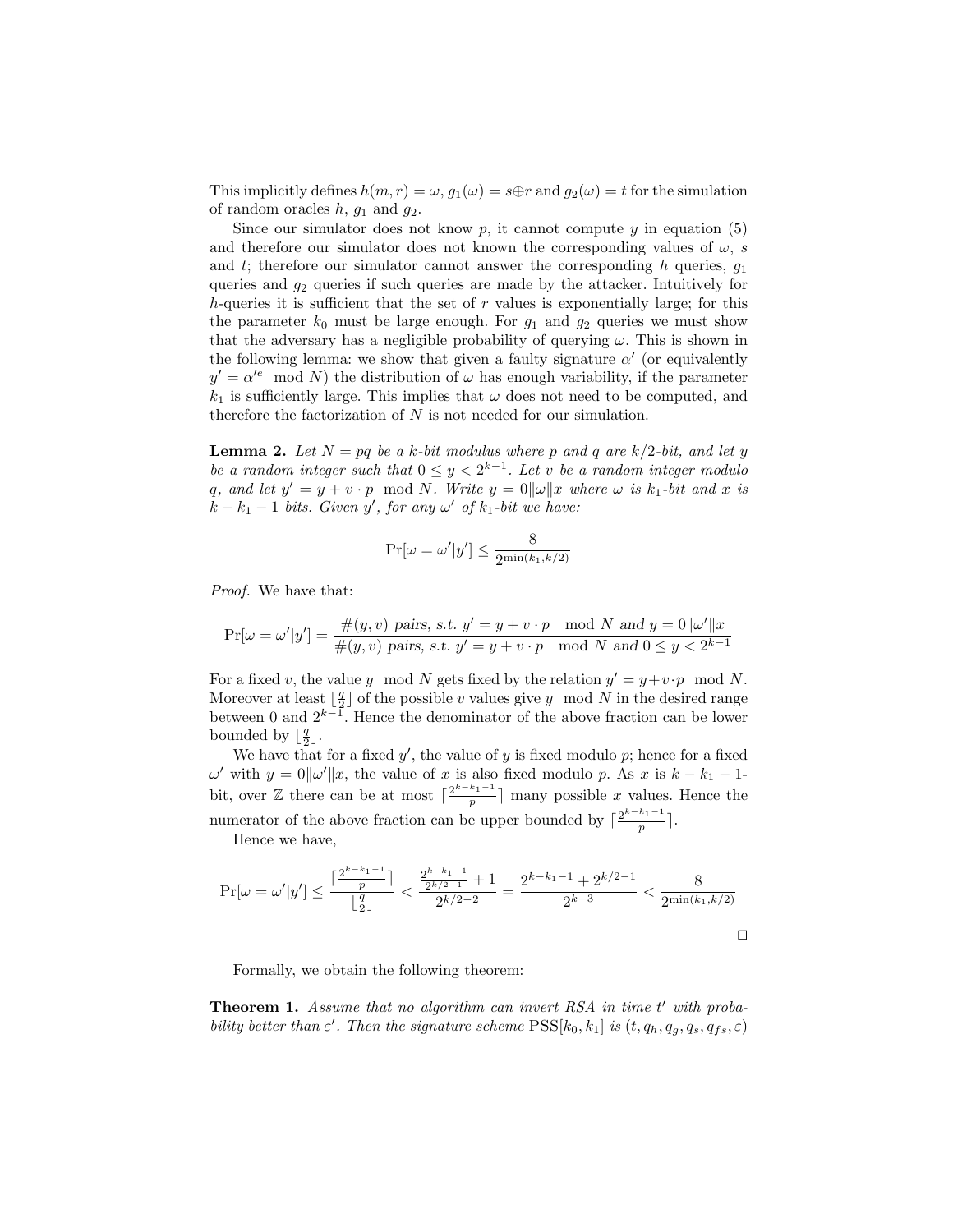This implicitly defines $h(m, r) = \omega$, $g_1(\omega) = s \oplus r$ and $g_2(\omega) = t$ for the simulation of random oracles $h$, $g_1$ and $g_2$.

Since our simulator does not know $p$, it cannot compute $y$ in equation (5) and therefore our simulator does not known the corresponding values of $\omega$, $s$ and $t$; therefore our simulator cannot answer the corresponding $h$ queries, $g_1$ queries and $g_2$ queries if such queries are made by the attacker. Intuitively for $h$-queries it is sufficient that the set of $r$ values is exponentially large; for this the parameter $k_0$ must be large enough. For $g_1$ and $g_2$ queries we must show that the adversary has a negligible probability of querying $\omega$. This is shown in the following lemma: we show that given a faulty signature $\alpha'$ (or equivalently $y' = \alpha'^e \mod N$) the distribution of $\omega$ has enough variability, if the parameter $k_1$ is sufficiently large. This implies that $\omega$ does not need to be computed, and therefore the factorization of $N$ is not needed for our simulation.

**Lemma 2.** *Let $N = pq$ be a $k$-bit modulus where $p$ and $q$ are $k/2$-bit, and let $y$ be a random integer such that $0 \le y < 2^{k-1}$. Let $v$ be a random integer modulo $q$, and let $y' = y + v \cdot p \mod N$. Write $y = 0\|\omega\|x$ where $\omega$ is $k_1$-bit and $x$ is $k - k_1 - 1$ bits. Given $y'$, for any $\omega'$ of $k_1$-bit we have:*

$$\Pr[\omega = \omega' | y'] \le \frac{8}{2^{\min(k_1, k/2)}}$$

*Proof.* We have that:

$$\Pr[\omega = \omega' | y'] = \frac{\#(y, v) \text{ pairs, s.t. } y' = y + v \cdot p \mod N \text{ and } y = 0\|\omega'\|x}{\#(y, v) \text{ pairs, s.t. } y' = y + v \cdot p \mod N \text{ and } 0 \le y < 2^{k-1}}$$

For a fixed $v$, the value $y \mod N$ gets fixed by the relation $y' = y + v \cdot p \mod N$. Moreover at least $\lfloor \frac{q}{2} \rfloor$ of the possible $v$ values give $y \mod N$ in the desired range between 0 and $2^{k-1}$. Hence the denominator of the above fraction can be lower bounded by $\lfloor \frac{q}{2} \rfloor$.

We have that for a fixed $y'$, the value of $y$ is fixed modulo $p$; hence for a fixed $\omega'$ with $y = 0\|\omega'\|x$, the value of $x$ is also fixed modulo $p$. As $x$ is $k - k_1 - 1$-bit, over $\mathbb{Z}$ there can be at most $\lceil \frac{2^{k-k_1-1}}{p} \rceil$ many possible $x$ values. Hence the numerator of the above fraction can be upper bounded by $\lceil \frac{2^{k-k_1-1}}{p} \rceil$.

Hence we have,

$$\Pr[\omega = \omega' | y'] \le \frac{\lceil \frac{2^{k-k_1-1}}{p} \rceil}{\lfloor \frac{q}{2} \rfloor} < \frac{\frac{2^{k-k_1-1}}{2^{k/2-1}} + 1}{2^{k/2-2}} = \frac{2^{k-k_1-1} + 2^{k/2-1}}{2^{k-3}} < \frac{8}{2^{\min(k_1, k/2)}}$$

$\square$

Formally, we obtain the following theorem:

**Theorem 1.** *Assume that no algorithm can invert RSA in time $t'$ with probability better than $\varepsilon'$. Then the signature scheme $\text{PSS}[k_0, k_1]$ is $(t, q_h, q_g, q_s, q_{fs}, \varepsilon)$*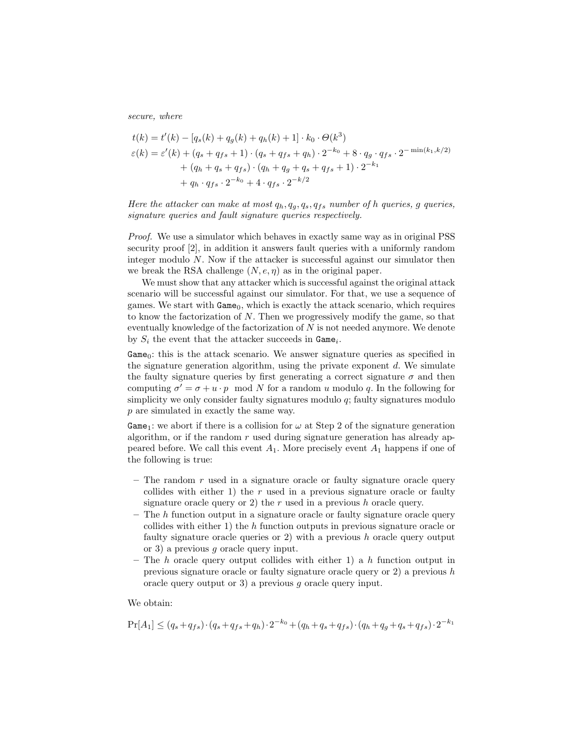*secure, where*

$$
\begin{aligned}
t(k) &= t'(k) - [q_s(k) + q_g(k) + q_h(k) + 1] \cdot k_0 \cdot \Theta(k^3) \\
\varepsilon(k) &= \varepsilon'(k) + (q_s + q_{fs} + 1) \cdot (q_s + q_{fs} + q_h) \cdot 2^{-k_0} + 8 \cdot q_g \cdot q_{fs} \cdot 2^{-\min(k_1, k/2)} \\
&\quad + (q_h + q_s + q_{fs}) \cdot (q_h + q_g + q_s + q_{fs} + 1) \cdot 2^{-k_1} \\
&\quad + q_h \cdot q_{fs} \cdot 2^{-k_0} + 4 \cdot q_{fs} \cdot 2^{-k/2}
\end{aligned}
$$

*Here the attacker can make at most $q_h, q_g, q_s, q_{fs}$ number of $h$ queries, $g$ queries, signature queries and fault signature queries respectively.*

*Proof.* We use a simulator which behaves in exactly same way as in original PSS security proof [2], in addition it answers fault queries with a uniformly random integer modulo $N$. Now if the attacker is successful against our simulator then we break the RSA challenge $(N, e, \eta)$ as in the original paper.

We must show that any attacker which is successful against the original attack scenario will be successful against our simulator. For that, we use a sequence of games. We start with $\texttt{Game}_0$, which is exactly the attack scenario, which requires to know the factorization of $N$. Then we progressively modify the game, so that eventually knowledge of the factorization of $N$ is not needed anymore. We denote by $S_i$ the event that the attacker succeeds in $\texttt{Game}_i$.

$\texttt{Game}_0$: this is the attack scenario. We answer signature queries as specified in the signature generation algorithm, using the private exponent $d$. We simulate the faulty signature queries by first generating a correct signature $\sigma$ and then computing $\sigma' = \sigma + u \cdot p \mod N$ for a random $u$ modulo $q$. In the following for simplicity we only consider faulty signatures modulo $q$; faulty signatures modulo $p$ are simulated in exactly the same way.

$\texttt{Game}_1$: we abort if there is a collision for $\omega$ at Step 2 of the signature generation algorithm, or if the random $r$ used during signature generation has already appeared before. We call this event $A_1$. More precisely event $A_1$ happens if one of the following is true:

- The random $r$ used in a signature oracle or faulty signature oracle query collides with either 1) the $r$ used in a previous signature oracle or faulty signature oracle query or 2) the $r$ used in a previous $h$ oracle query.
- The $h$ function output in a signature oracle or faulty signature oracle query collides with either 1) the $h$ function outputs in previous signature oracle or faulty signature oracle queries or 2) with a previous $h$ oracle query output or 3) a previous $g$ oracle query input.
- The $h$ oracle query output collides with either 1) a $h$ function output in previous signature oracle or faulty signature oracle query or 2) a previous $h$ oracle query output or 3) a previous $g$ oracle query input.

We obtain:

$$
\Pr[A_1] \le (q_s + q_{fs}) \cdot (q_s + q_{fs} + q_h) \cdot 2^{-k_0} + (q_h + q_s + q_{fs}) \cdot (q_h + q_g + q_s + q_{fs}) \cdot 2^{-k_1}
$$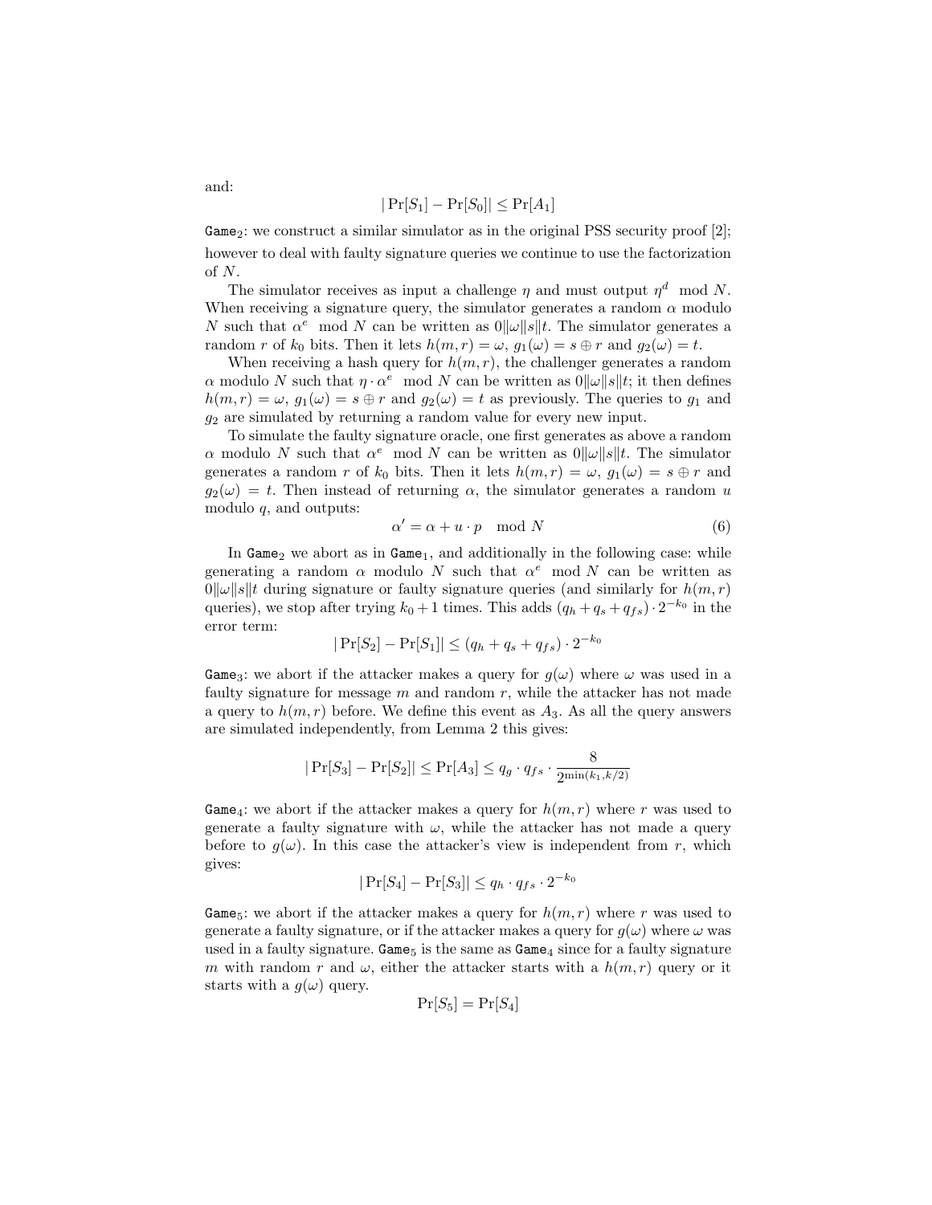and:

$$|\Pr[S_1] - \Pr[S_0]| \leq \Pr[A_1]$$

$\texttt{Game}_2$: we construct a similar simulator as in the original PSS security proof [2]; however to deal with faulty signature queries we continue to use the factorization of $N$.

The simulator receives as input a challenge $\eta$ and must output $\eta^d \mod N$. When receiving a signature query, the simulator generates a random $\alpha$ modulo $N$ such that $\alpha^e \mod N$ can be written as $0\|\omega\|s\|t$. The simulator generates a random $r$ of $k_0$ bits. Then it lets $h(m, r) = \omega$, $g_1(\omega) = s \oplus r$ and $g_2(\omega) = t$.

When receiving a hash query for $h(m, r)$, the challenger generates a random $\alpha$ modulo $N$ such that $\eta \cdot \alpha^e \mod N$ can be written as $0\|\omega\|s\|t$; it then defines $h(m, r) = \omega$, $g_1(\omega) = s \oplus r$ and $g_2(\omega) = t$ as previously. The queries to $g_1$ and $g_2$ are simulated by returning a random value for every new input.

To simulate the faulty signature oracle, one first generates as above a random $\alpha$ modulo $N$ such that $\alpha^e \mod N$ can be written as $0\|\omega\|s\|t$. The simulator generates a random $r$ of $k_0$ bits. Then it lets $h(m, r) = \omega$, $g_1(\omega) = s \oplus r$ and $g_2(\omega) = t$. Then instead of returning $\alpha$, the simulator generates a random $u$ modulo $q$, and outputs:

$$\alpha' = \alpha + u \cdot p \mod N \tag{6}$$

In $\texttt{Game}_2$ we abort as in $\texttt{Game}_1$, and additionally in the following case: while generating a random $\alpha$ modulo $N$ such that $\alpha^e \mod N$ can be written as $0\|\omega\|s\|t$ during signature or faulty signature queries (and similarly for $h(m, r)$ queries), we stop after trying $k_0 + 1$ times. This adds $(q_h + q_s + q_{fs}) \cdot 2^{-k_0}$ in the error term:

$$|\Pr[S_2] - \Pr[S_1]| \leq (q_h + q_s + q_{fs}) \cdot 2^{-k_0}$$

$\texttt{Game}_3$: we abort if the attacker makes a query for $g(\omega)$ where $\omega$ was used in a faulty signature for message $m$ and random $r$, while the attacker has not made a query to $h(m, r)$ before. We define this event as $A_3$. As all the query answers are simulated independently, from Lemma 2 this gives:

$$|\Pr[S_3] - \Pr[S_2]| \leq \Pr[A_3] \leq q_g \cdot q_{fs} \cdot \frac{8}{2^{\min(k_1, k/2)}}$$

$\texttt{Game}_4$: we abort if the attacker makes a query for $h(m, r)$ where $r$ was used to generate a faulty signature with $\omega$, while the attacker has not made a query before to $g(\omega)$. In this case the attacker's view is independent from $r$, which gives:

$$|\Pr[S_4] - \Pr[S_3]| \leq q_h \cdot q_{fs} \cdot 2^{-k_0}$$

$\texttt{Game}_5$: we abort if the attacker makes a query for $h(m, r)$ where $r$ was used to generate a faulty signature, or if the attacker makes a query for $g(\omega)$ where $\omega$ was used in a faulty signature. $\texttt{Game}_5$ is the same as $\texttt{Game}_4$ since for a faulty signature $m$ with random $r$ and $\omega$, either the attacker starts with a $h(m, r)$ query or it starts with a $g(\omega)$ query.

$$\Pr[S_5] = \Pr[S_4]$$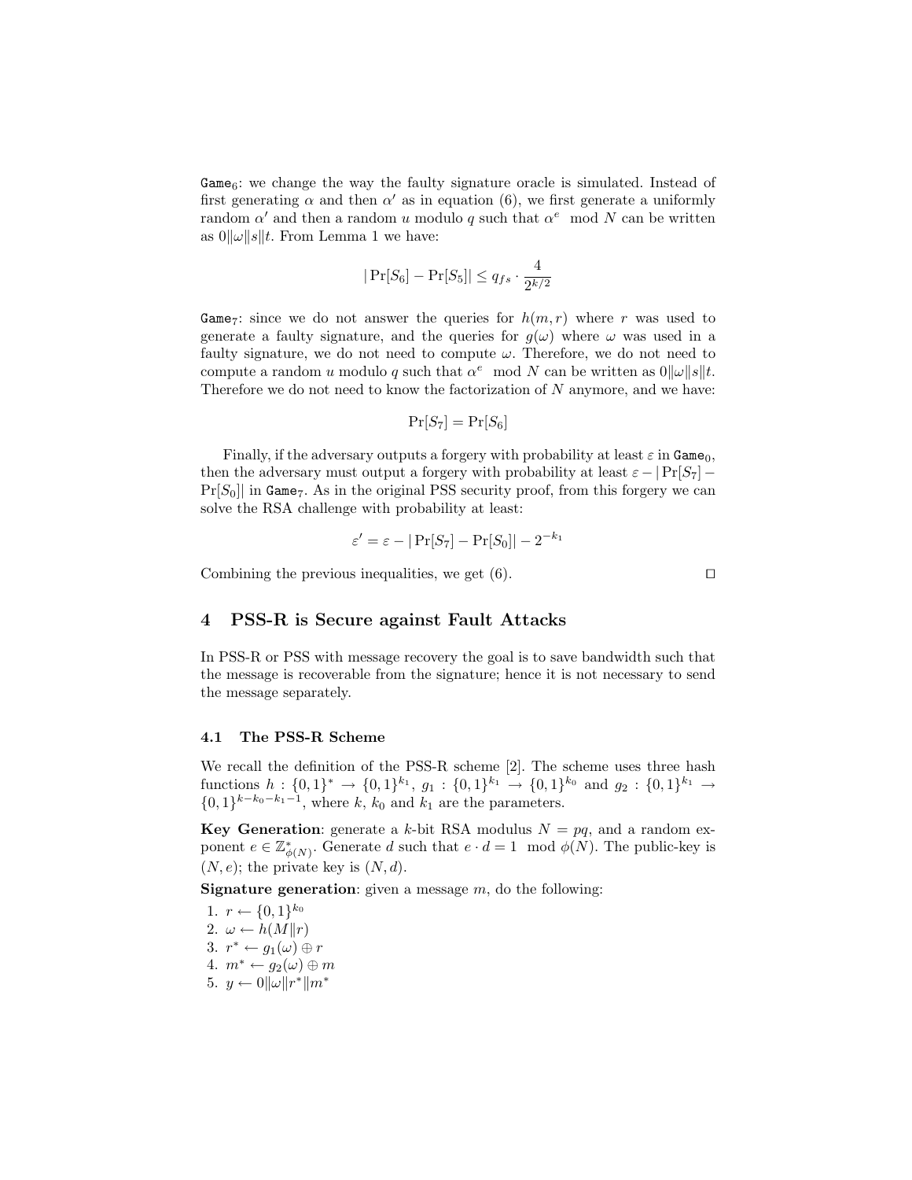$\texttt{Game}_6$: we change the way the faulty signature oracle is simulated. Instead of first generating $\alpha$ and then $\alpha'$ as in equation (6), we first generate a uniformly random $\alpha'$ and then a random $u$ modulo $q$ such that $\alpha^e \mod N$ can be written as $0\|\omega\|s\|t$. From Lemma 1 we have:

$$|\Pr[S_6] - \Pr[S_5]| \leq q_{fs} \cdot \frac{4}{2^{k/2}}$$

$\texttt{Game}_7$: since we do not answer the queries for $h(m, r)$ where $r$ was used to generate a faulty signature, and the queries for $g(\omega)$ where $\omega$ was used in a faulty signature, we do not need to compute $\omega$. Therefore, we do not need to compute a random $u$ modulo $q$ such that $\alpha^e \mod N$ can be written as $0\|\omega\|s\|t$. Therefore we do not need to know the factorization of $N$ anymore, and we have:

$$\Pr[S_7] = \Pr[S_6]$$

Finally, if the adversary outputs a forgery with probability at least $\varepsilon$ in $\texttt{Game}_0$, then the adversary must output a forgery with probability at least $\varepsilon - |\Pr[S_7] - \Pr[S_0]|$ in $\texttt{Game}_7$. As in the original PSS security proof, from this forgery we can solve the RSA challenge with probability at least:

$$\varepsilon' = \varepsilon - |\Pr[S_7] - \Pr[S_0]| - 2^{-k_1}$$

Combining the previous inequalities, we get (6). ◻

## 4 PSS-R is Secure against Fault Attacks

In PSS-R or PSS with message recovery the goal is to save bandwidth such that the message is recoverable from the signature; hence it is not necessary to send the message separately.

### 4.1 The PSS-R Scheme

We recall the definition of the PSS-R scheme [2]. The scheme uses three hash functions $h : \{0,1\}^* \to \{0,1\}^{k_1}$, $g_1 : \{0,1\}^{k_1} \to \{0,1\}^{k_0}$ and $g_2 : \{0,1\}^{k_1} \to \{0,1\}^{k-k_0-k_1-1}$, where $k$, $k_0$ and $k_1$ are the parameters.

**Key Generation**: generate a $k$-bit RSA modulus $N = pq$, and a random exponent $e \in \mathbb{Z}^*_{\phi(N)}$. Generate $d$ such that $e \cdot d = 1 \mod \phi(N)$. The public-key is $(N, e)$; the private key is $(N, d)$.

**Signature generation**: given a message $m$, do the following:

1. $r \leftarrow \{0,1\}^{k_0}$
2. $\omega \leftarrow h(M\|r)$
3. $r^* \leftarrow g_1(\omega) \oplus r$
4. $m^* \leftarrow g_2(\omega) \oplus m$
5. $y \leftarrow 0\|\omega\|r^*\|m^*$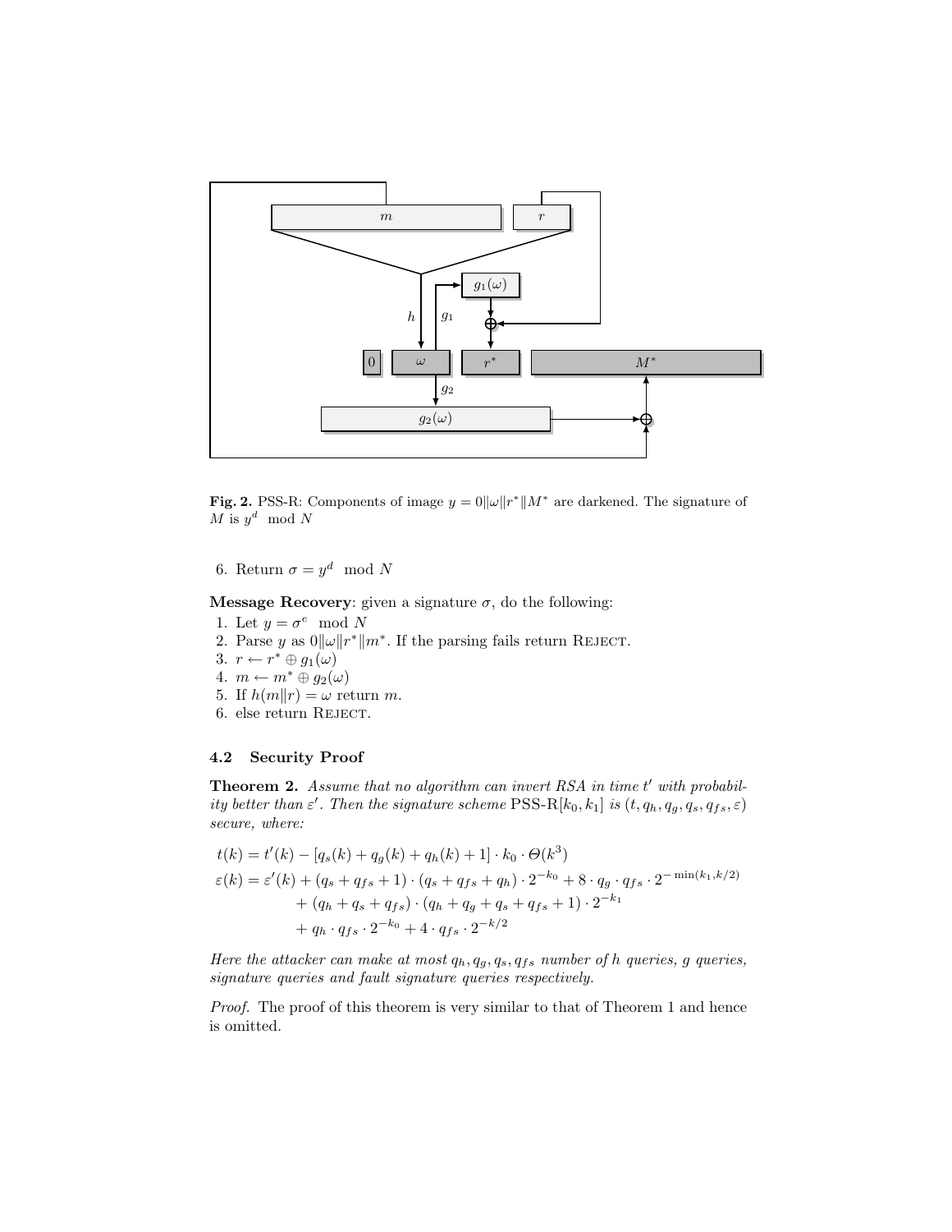**Fig. 2.** PSS-R: Components of image $y = 0\|\omega\|r^*\|M^*$ are darkened. The signature of $M$ is $y^d \mod N$

6. Return $\sigma = y^d \mod N$

**Message Recovery**: given a signature $\sigma$, do the following:

1. Let $y = \sigma^e \mod N$
2. Parse $y$ as $0\|\omega\|r^*\|m^*$. If the parsing fails return REJECT.
3. $r \leftarrow r^* \oplus g_1(\omega)$
4. $m \leftarrow m^* \oplus g_2(\omega)$
5. If $h(m\|r) = \omega$ return $m$.
6. else return REJECT.

### 4.2 Security Proof

**Theorem 2.** *Assume that no algorithm can invert RSA in time $t'$ with probability better than $\varepsilon'$. Then the signature scheme PSS-R$[k_0, k_1]$ is $(t, q_h, q_g, q_s, q_{fs}, \varepsilon)$ secure, where:*

$$t(k) = t'(k) - [q_s(k) + q_g(k) + q_h(k) + 1] \cdot k_0 \cdot \Theta(k^3)$$

$$\begin{aligned}\varepsilon(k) = \varepsilon'(k) &+ (q_s + q_{fs} + 1) \cdot (q_s + q_{fs} + q_h) \cdot 2^{-k_0} + 8 \cdot q_g \cdot q_{fs} \cdot 2^{-\min(k_1, k/2)} \\ &+ (q_h + q_s + q_{fs}) \cdot (q_h + q_g + q_s + q_{fs} + 1) \cdot 2^{-k_1} \\ &+ q_h \cdot q_{fs} \cdot 2^{-k_0} + 4 \cdot q_{fs} \cdot 2^{-k/2}\end{aligned}$$

*Here the attacker can make at most $q_h, q_g, q_s, q_{fs}$ number of $h$ queries, $g$ queries, signature queries and fault signature queries respectively.*

*Proof.* The proof of this theorem is very similar to that of Theorem 1 and hence is omitted.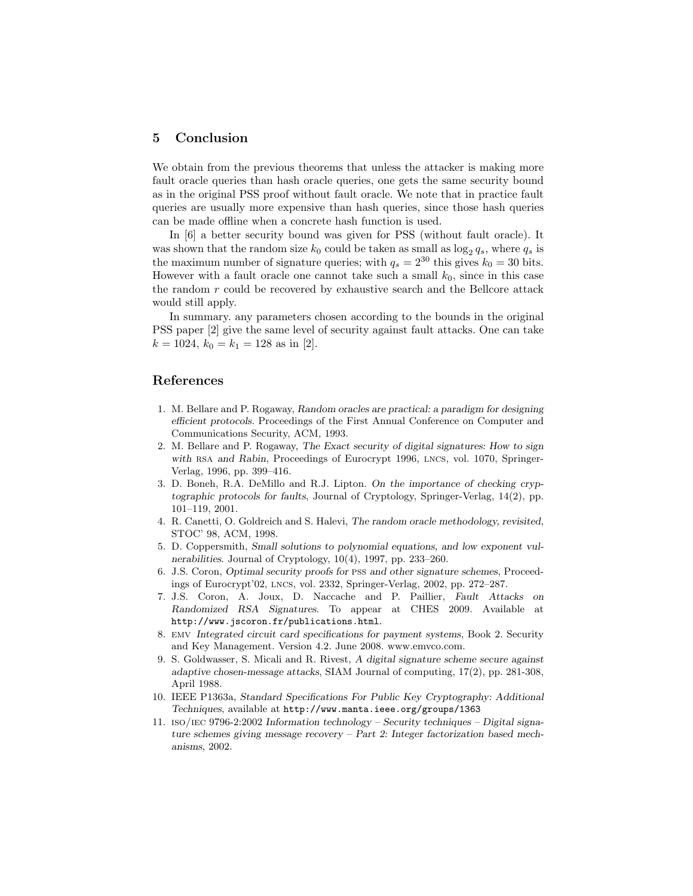## 5 Conclusion

We obtain from the previous theorems that unless the attacker is making more fault oracle queries than hash oracle queries, one gets the same security bound as in the original PSS proof without fault oracle. We note that in practice fault queries are usually more expensive than hash queries, since those hash queries can be made offline when a concrete hash function is used.

In [6] a better security bound was given for PSS (without fault oracle). It was shown that the random size $k_0$ could be taken as small as $\log_2 q_s$, where $q_s$ is the maximum number of signature queries; with $q_s = 2^{30}$ this gives $k_0 = 30$ bits. However with a fault oracle one cannot take such a small $k_0$, since in this case the random $r$ could be recovered by exhaustive search and the Bellcore attack would still apply.

In summary. any parameters chosen according to the bounds in the original PSS paper [2] give the same level of security against fault attacks. One can take $k = 1024$, $k_0 = k_1 = 128$ as in [2].

## References

1. M. Bellare and P. Rogaway, *Random oracles are practical: a paradigm for designing efficient protocols*. Proceedings of the First Annual Conference on Computer and Communications Security, ACM, 1993.
2. M. Bellare and P. Rogaway, *The Exact security of digital signatures: How to sign with RSA and Rabin*, Proceedings of Eurocrypt 1996, LNCS, vol. 1070, Springer-Verlag, 1996, pp. 399–416.
3. D. Boneh, R.A. DeMillo and R.J. Lipton. *On the importance of checking cryptographic protocols for faults*, Journal of Cryptology, Springer-Verlag, 14(2), pp. 101–119, 2001.
4. R. Canetti, O. Goldreich and S. Halevi, *The random oracle methodology, revisited*, STOC' 98, ACM, 1998.
5. D. Coppersmith, *Small solutions to polynomial equations, and low exponent vulnerabilities*. Journal of Cryptology, 10(4), 1997, pp. 233–260.
6. J.S. Coron, *Optimal security proofs for PSS and other signature schemes*, Proceedings of Eurocrypt'02, LNCS, vol. 2332, Springer-Verlag, 2002, pp. 272–287.
7. J.S. Coron, A. Joux, D. Naccache and P. Paillier, *Fault Attacks on Randomized RSA Signatures*. To appear at CHES 2009. Available at http://www.jscoron.fr/publications.html.
8. EMV *Integrated circuit card specifications for payment systems*, Book 2. Security and Key Management. Version 4.2. June 2008. www.emvco.com.
9. S. Goldwasser, S. Micali and R. Rivest, *A digital signature scheme secure against adaptive chosen-message attacks*, SIAM Journal of computing, 17(2), pp. 281-308, April 1988.
10. IEEE P1363a, *Standard Specifications For Public Key Cryptography: Additional Techniques*, available at http://www.manta.ieee.org/groups/1363
11. ISO/IEC 9796-2:2002 *Information technology – Security techniques – Digital signature schemes giving message recovery – Part 2: Integer factorization based mechanisms*, 2002.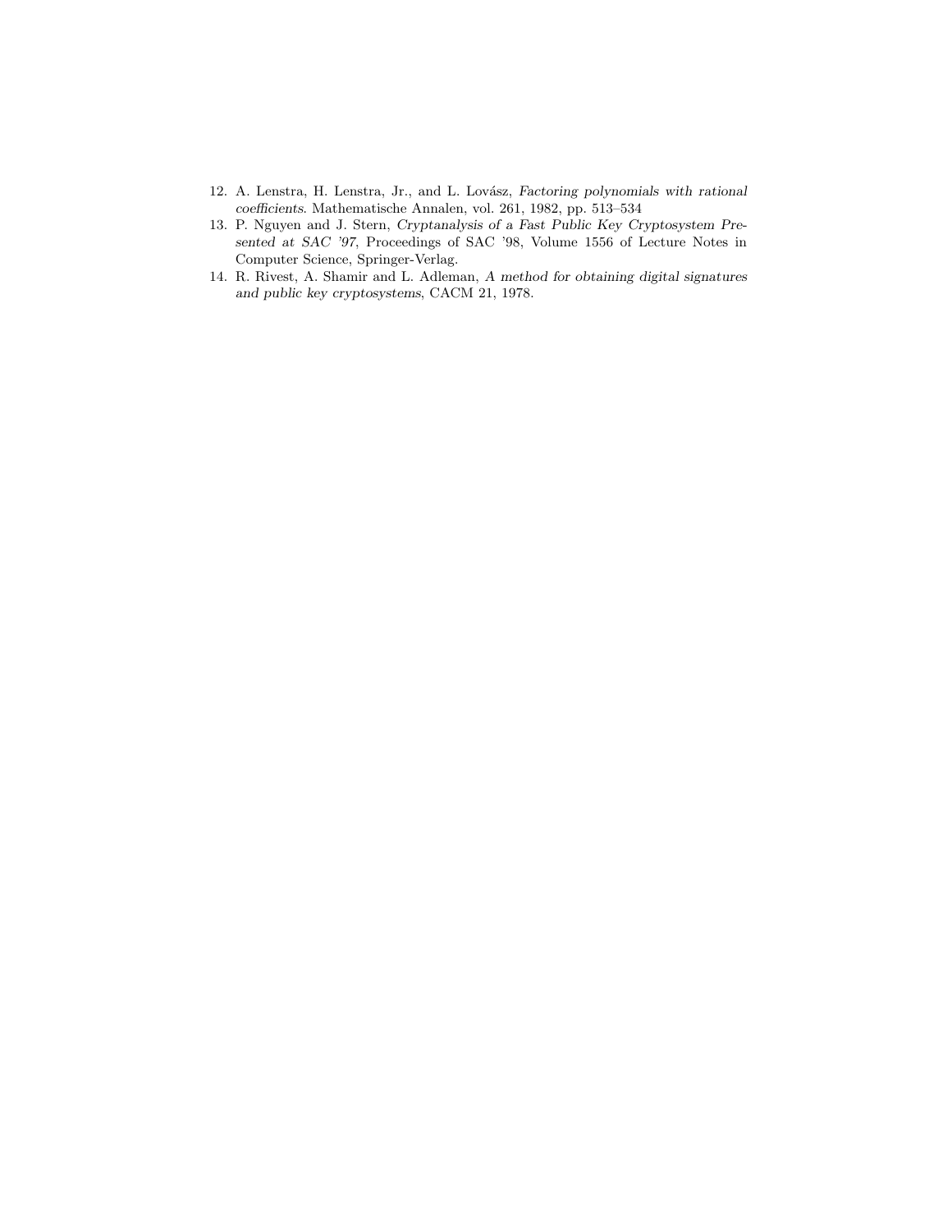12. A. Lenstra, H. Lenstra, Jr., and L. Lovász, *Factoring polynomials with rational coefficients*. Mathematische Annalen, vol. 261, 1982, pp. 513–534
13. P. Nguyen and J. Stern, *Cryptanalysis of a Fast Public Key Cryptosystem Presented at SAC '97*, Proceedings of SAC '98, Volume 1556 of Lecture Notes in Computer Science, Springer-Verlag.
14. R. Rivest, A. Shamir and L. Adleman, *A method for obtaining digital signatures and public key cryptosystems*, CACM 21, 1978.